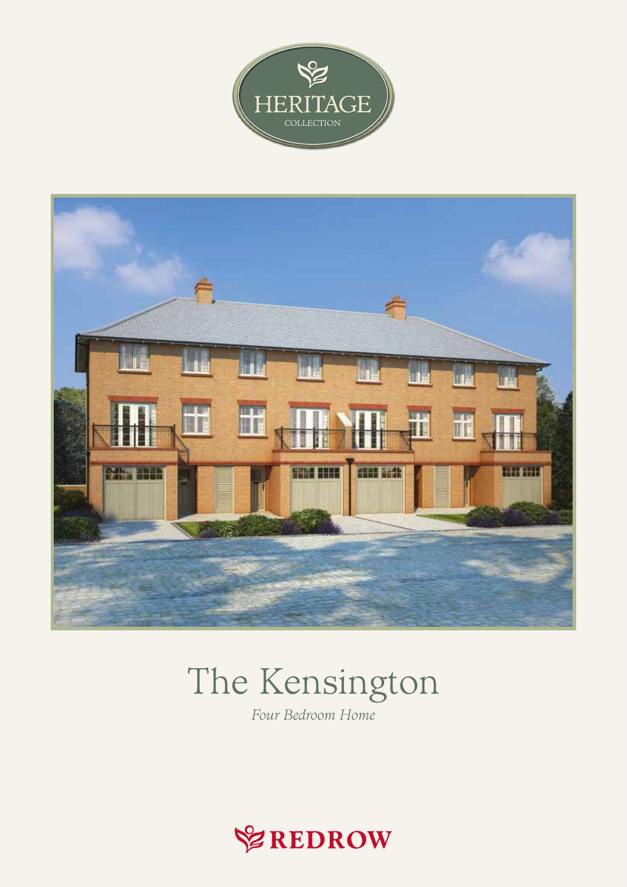HERITAGE

COLLECTION

# The Kensington

*Four Bedroom Home*

REDROW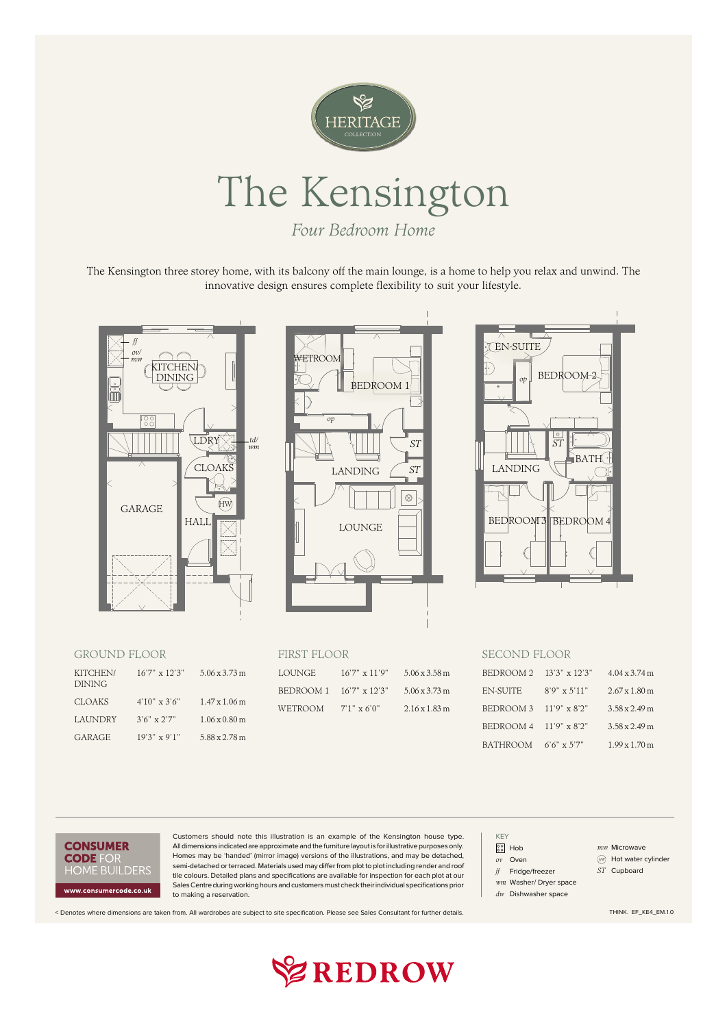HERITAGE
COLLECTION

# The Kensington

*Four Bedroom Home*

The Kensington three storey home, with its balcony off the main lounge, is a home to help you relax and unwind. The innovative design ensures complete flexibility to suit your lifestyle.

ff
ov/mw
KITCHEN/DINING
LDRY
td/wm
CLOAKS
GARAGE
HW
HALL

WETROOM
BEDROOM 1
op
ST
LANDING
ST
LOUNGE

EN-SUITE
op
BEDROOM 2
ST
BATH
LANDING
BEDROOM 3
BEDROOM 4

## GROUND FLOOR

| | | |
|---|---|---|
| KITCHEN/ DINING | 16'7" x 12'3" | 5.06 x 3.73 m |
| CLOAKS | 4'10" x 3'6" | 1.47 x 1.06 m |
| LAUNDRY | 3'6" x 2'7" | 1.06 x 0.80 m |
| GARAGE | 19'3" x 9'1" | 5.88 x 2.78 m |

## FIRST FLOOR

| | | |
|---|---|---|
| LOUNGE | 16'7" x 11'9" | 5.06 x 3.58 m |
| BEDROOM 1 | 16'7" x 12'3" | 5.06 x 3.73 m |
| WETROOM | 7'1" x 6'0" | 2.16 x 1.83 m |

## SECOND FLOOR

| | | |
|---|---|---|
| BEDROOM 2 | 13'3" x 12'3" | 4.04 x 3.74 m |
| EN-SUITE | 8'9" x 5'11" | 2.67 x 1.80 m |
| BEDROOM 3 | 11'9" x 8'2" | 3.58 x 2.49 m |
| BEDROOM 4 | 11'9" x 8'2" | 3.58 x 2.49 m |
| BATHROOM | 6'6" x 5'7" | 1.99 x 1.70 m |

**CONSUMER CODE** FOR HOME BUILDERS
www.consumercode.co.uk

Customers should note this illustration is an example of the Kensington house type. All dimensions indicated are approximate and the furniture layout is for illustrative purposes only. Homes may be 'handed' (mirror image) versions of the illustrations, and may be detached, semi-detached or terraced. Materials used may differ from plot to plot including render and roof tile colours. Detailed plans and specifications are available for inspection for each plot at our Sales Centre during working hours and customers must check their individual specifications prior to making a reservation.

KEY

- Hob
- *ov* Oven
- *ff* Fridge/freezer
- *wm* Washer/ Dryer space
- *dw* Dishwasher space
- *mw* Microwave
- Hot water cylinder
- *ST* Cupboard

< Denotes where dimensions are taken from. All wardrobes are subject to site specification. Please see Sales Consultant for further details.

THINK. EF_KE4_EM.1.0

REDROW